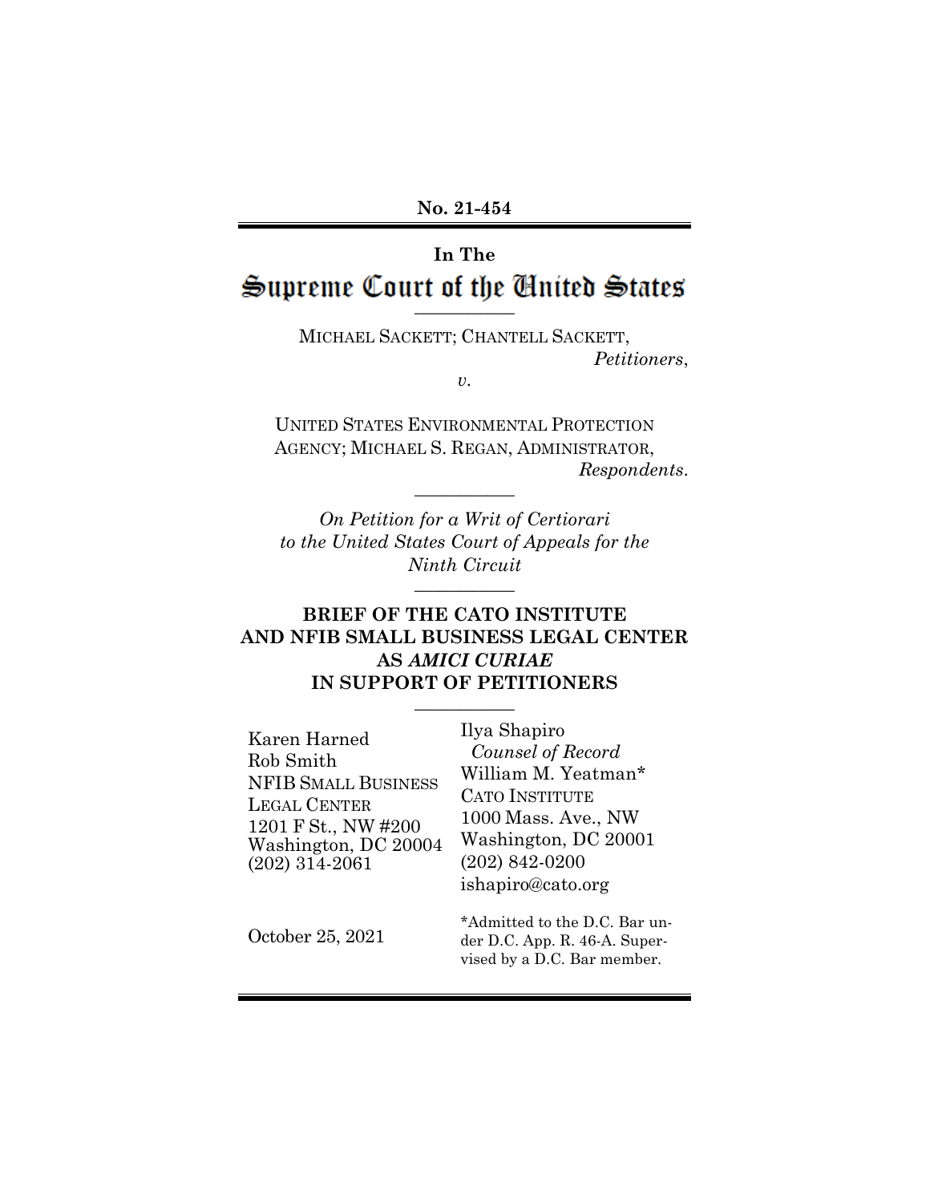**No. 21-454**

**In The**

# Supreme Court of the United States

MICHAEL SACKETT; CHANTELL SACKETT,
*Petitioners*,

*v.*

UNITED STATES ENVIRONMENTAL PROTECTION AGENCY; MICHAEL S. REGAN, ADMINISTRATOR,
*Respondents*.

*On Petition for a Writ of Certiorari to the United States Court of Appeals for the Ninth Circuit*

## BRIEF OF THE CATO INSTITUTE AND NFIB SMALL BUSINESS LEGAL CENTER AS *AMICI CURIAE* IN SUPPORT OF PETITIONERS

Karen Harned
Rob Smith
NFIB SMALL BUSINESS LEGAL CENTER
1201 F St., NW #200
Washington, DC 20004
(202) 314-2061

Ilya Shapiro
*Counsel of Record*
William M. Yeatman*
CATO INSTITUTE
1000 Mass. Ave., NW
Washington, DC 20001
(202) 842-0200
ishapiro@cato.org

October 25, 2021

*Admitted to the D.C. Bar under D.C. App. R. 46-A. Supervised by a D.C. Bar member.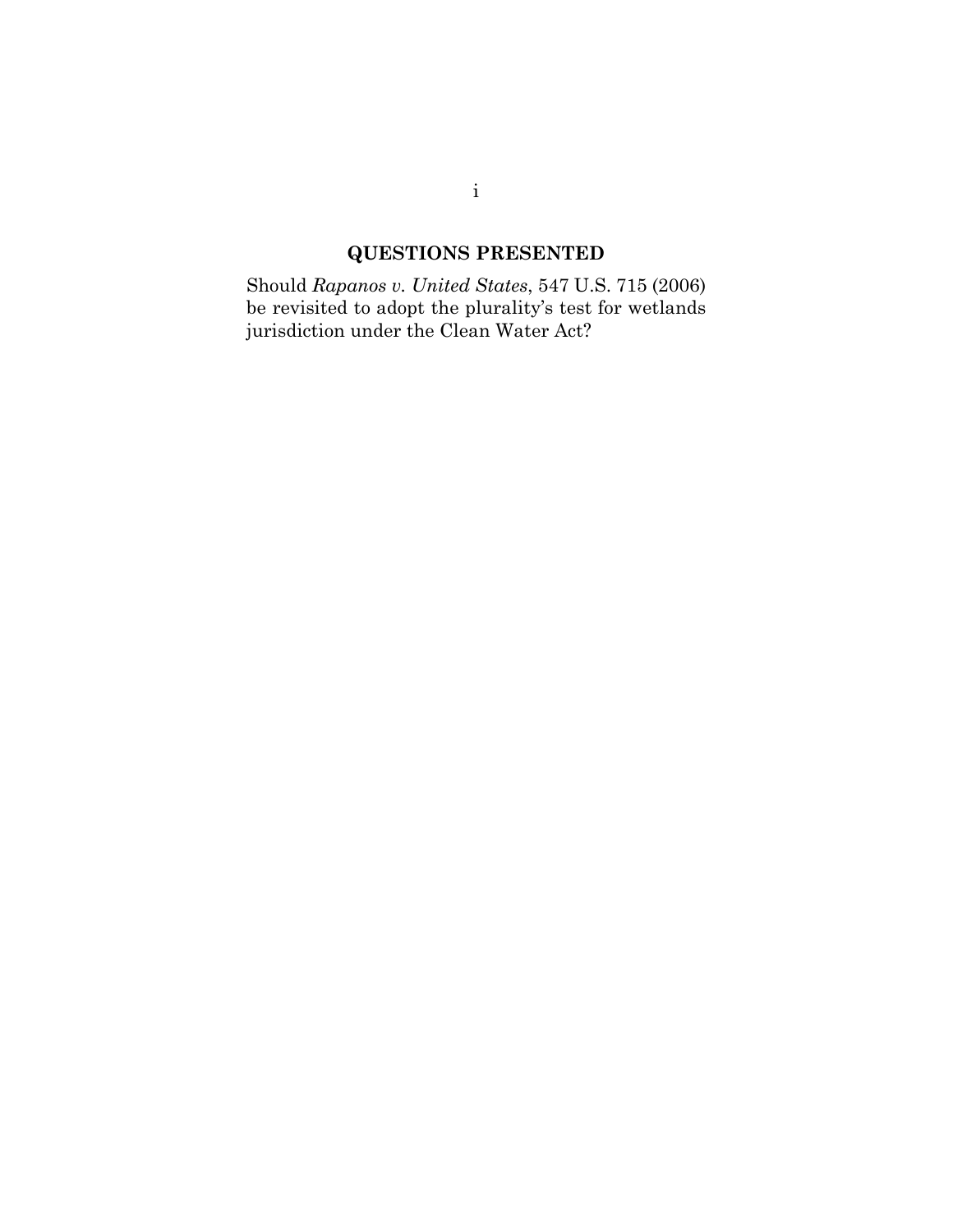## QUESTIONS PRESENTED

Should *Rapanos v. United States*, 547 U.S. 715 (2006) be revisited to adopt the plurality's test for wetlands jurisdiction under the Clean Water Act?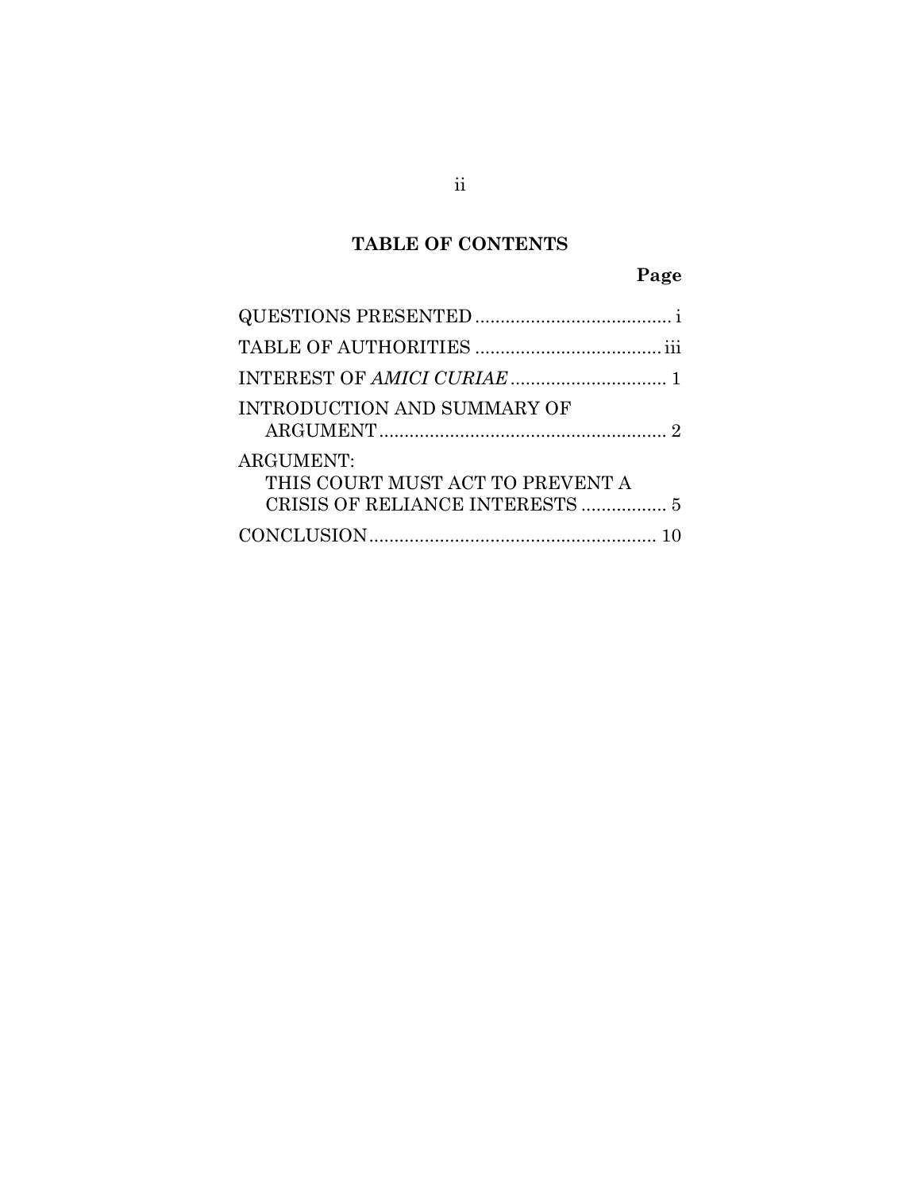## TABLE OF CONTENTS

| | Page |
|---|---|
| QUESTIONS PRESENTED | i |
| TABLE OF AUTHORITIES | iii |
| INTEREST OF *AMICI CURIAE* | 1 |
| INTRODUCTION AND SUMMARY OF ARGUMENT | 2 |
| ARGUMENT: THIS COURT MUST ACT TO PREVENT A CRISIS OF RELIANCE INTERESTS | 5 |
| CONCLUSION | 10 |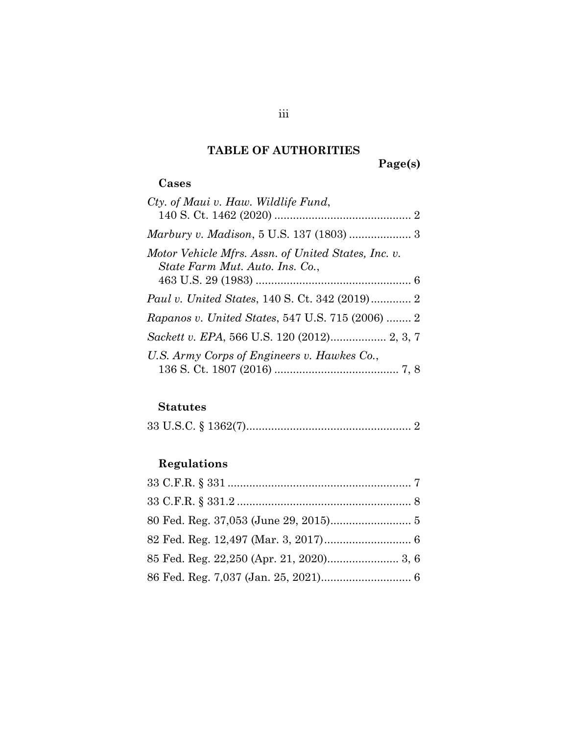## TABLE OF AUTHORITIES

**Page(s)**

### Cases

*Cty. of Maui v. Haw. Wildlife Fund*, 140 S. Ct. 1462 (2020) ............................................ 2

*Marbury v. Madison*, 5 U.S. 137 (1803) .................... 3

*Motor Vehicle Mfrs. Assn. of United States, Inc. v. State Farm Mut. Auto. Ins. Co.*, 463 U.S. 29 (1983) .................................................. 6

*Paul v. United States*, 140 S. Ct. 342 (2019)............. 2

*Rapanos v. United States*, 547 U.S. 715 (2006) ........ 2

*Sackett v. EPA*, 566 U.S. 120 (2012).................. 2, 3, 7

*U.S. Army Corps of Engineers v. Hawkes Co.*, 136 S. Ct. 1807 (2016) ........................................ 7, 8

### Statutes

33 U.S.C. § 1362(7)..................................................... 2

### Regulations

33 C.F.R. § 331 .......................................................... 7

33 C.F.R. § 331.2 ........................................................ 8

80 Fed. Reg. 37,053 (June 29, 2015).......................... 5

82 Fed. Reg. 12,497 (Mar. 3, 2017)............................ 6

85 Fed. Reg. 22,250 (Apr. 21, 2020)....................... 3, 6

86 Fed. Reg. 7,037 (Jan. 25, 2021)............................. 6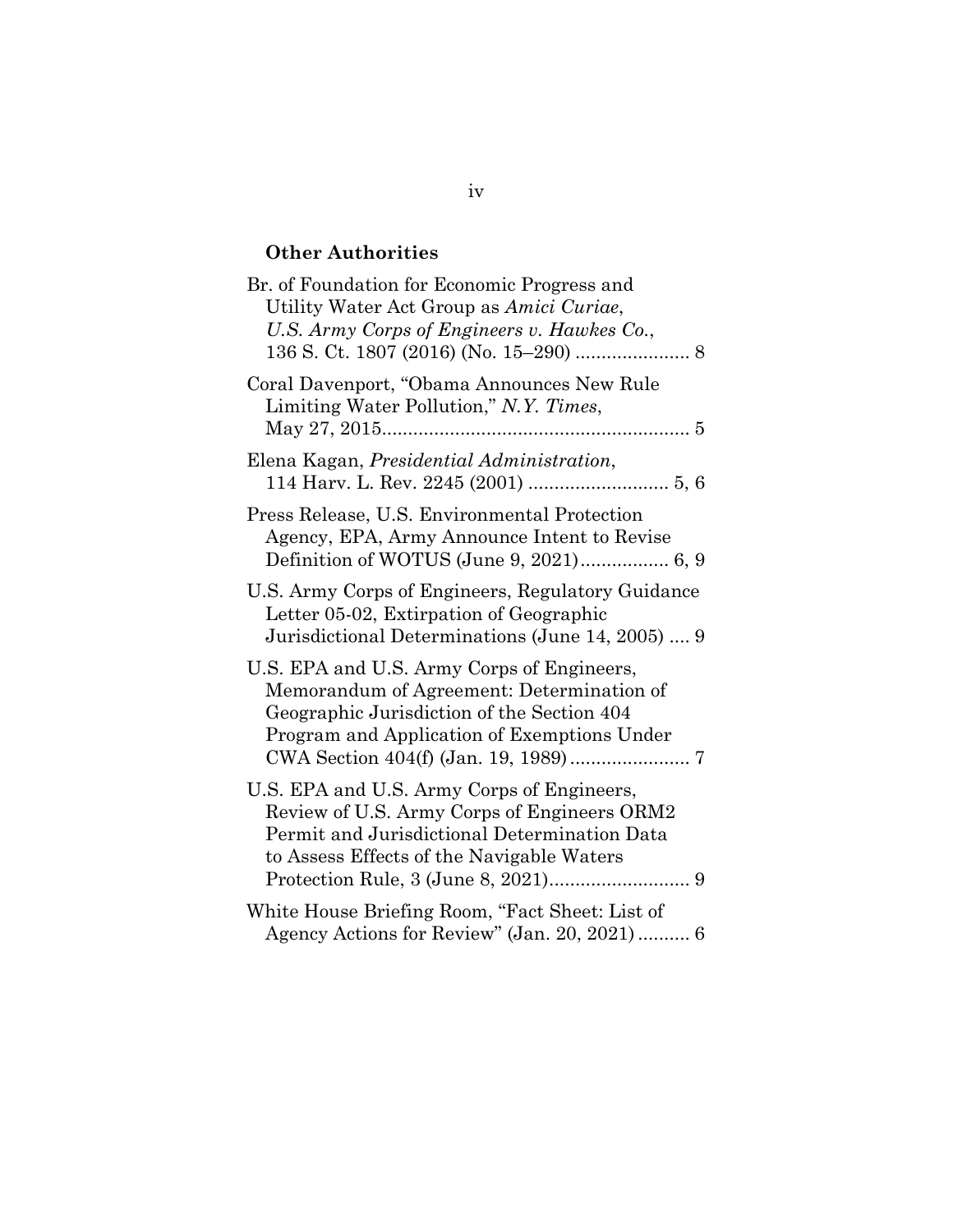**Other Authorities**

Br. of Foundation for Economic Progress and Utility Water Act Group as *Amici Curiae*, *U.S. Army Corps of Engineers v. Hawkes Co.*, 136 S. Ct. 1807 (2016) (No. 15–290) ...................... 8

Coral Davenport, "Obama Announces New Rule Limiting Water Pollution," *N.Y. Times*, May 27, 2015........................................................... 5

Elena Kagan, *Presidential Administration*, 114 Harv. L. Rev. 2245 (2001) ........................... 5, 6

Press Release, U.S. Environmental Protection Agency, EPA, Army Announce Intent to Revise Definition of WOTUS (June 9, 2021)................. 6, 9

U.S. Army Corps of Engineers, Regulatory Guidance Letter 05-02, Extirpation of Geographic Jurisdictional Determinations (June 14, 2005) .... 9

U.S. EPA and U.S. Army Corps of Engineers, Memorandum of Agreement: Determination of Geographic Jurisdiction of the Section 404 Program and Application of Exemptions Under CWA Section 404(f) (Jan. 19, 1989) ....................... 7

U.S. EPA and U.S. Army Corps of Engineers, Review of U.S. Army Corps of Engineers ORM2 Permit and Jurisdictional Determination Data to Assess Effects of the Navigable Waters Protection Rule, 3 (June 8, 2021)........................... 9

White House Briefing Room, "Fact Sheet: List of Agency Actions for Review" (Jan. 20, 2021) .......... 6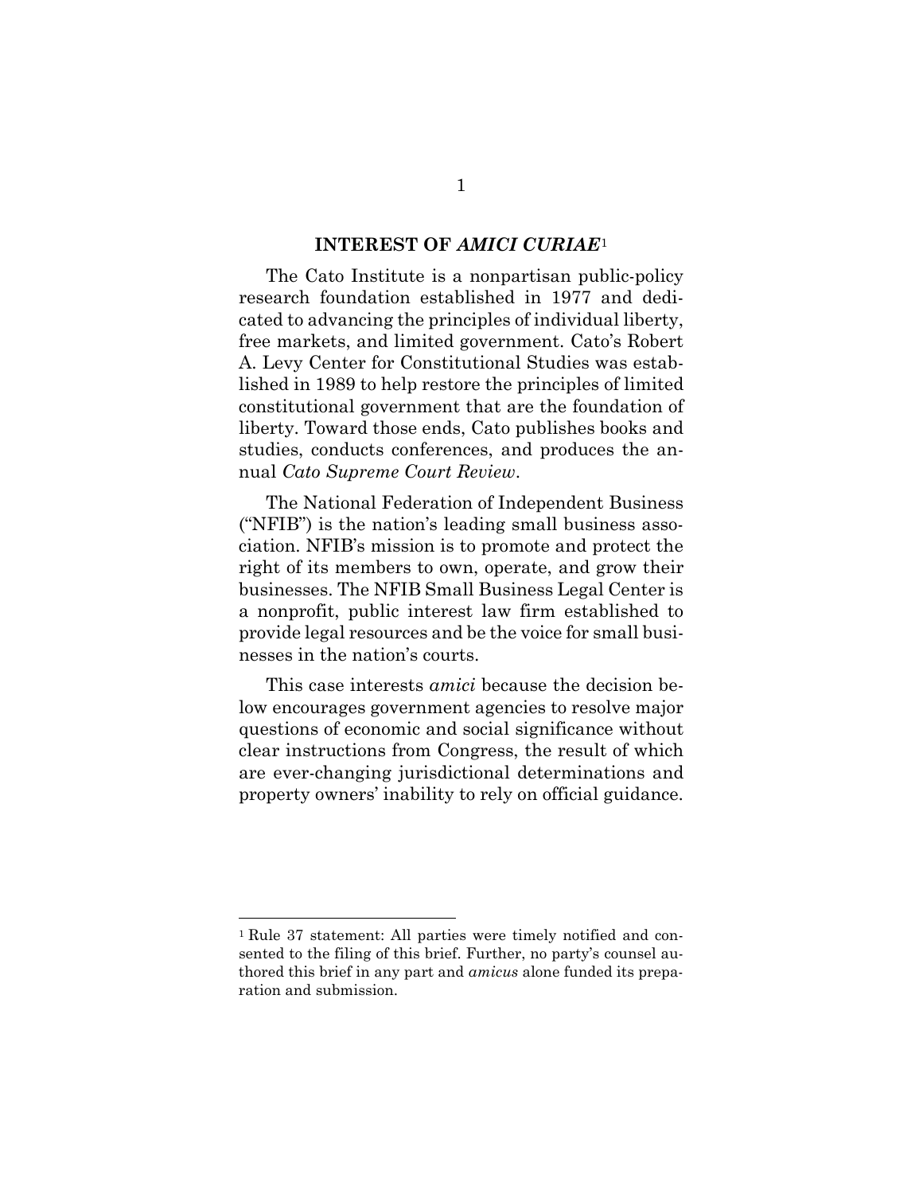## INTEREST OF *AMICI CURIAE*[1]

The Cato Institute is a nonpartisan public-policy research foundation established in 1977 and dedicated to advancing the principles of individual liberty, free markets, and limited government. Cato's Robert A. Levy Center for Constitutional Studies was established in 1989 to help restore the principles of limited constitutional government that are the foundation of liberty. Toward those ends, Cato publishes books and studies, conducts conferences, and produces the annual *Cato Supreme Court Review*.

The National Federation of Independent Business ("NFIB") is the nation's leading small business association. NFIB's mission is to promote and protect the right of its members to own, operate, and grow their businesses. The NFIB Small Business Legal Center is a nonprofit, public interest law firm established to provide legal resources and be the voice for small businesses in the nation's courts.

This case interests *amici* because the decision below encourages government agencies to resolve major questions of economic and social significance without clear instructions from Congress, the result of which are ever-changing jurisdictional determinations and property owners' inability to rely on official guidance.

---

[1] Rule 37 statement: All parties were timely notified and consented to the filing of this brief. Further, no party's counsel authored this brief in any part and *amicus* alone funded its preparation and submission.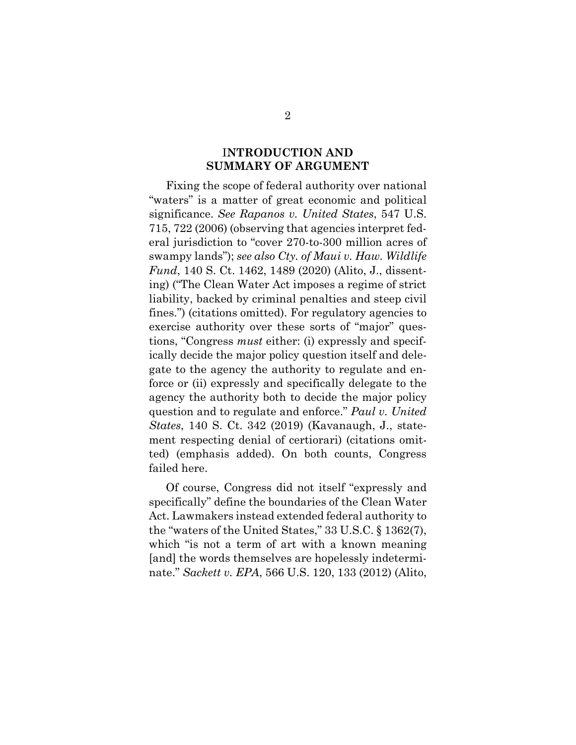## INTRODUCTION AND SUMMARY OF ARGUMENT

Fixing the scope of federal authority over national "waters" is a matter of great economic and political significance. *See Rapanos v. United States*, 547 U.S. 715, 722 (2006) (observing that agencies interpret federal jurisdiction to "cover 270-to-300 million acres of swampy lands"); *see also Cty. of Maui v. Haw. Wildlife Fund*, 140 S. Ct. 1462, 1489 (2020) (Alito, J., dissenting) ("The Clean Water Act imposes a regime of strict liability, backed by criminal penalties and steep civil fines.") (citations omitted). For regulatory agencies to exercise authority over these sorts of "major" questions, "Congress *must* either: (i) expressly and specifically decide the major policy question itself and delegate to the agency the authority to regulate and enforce or (ii) expressly and specifically delegate to the agency the authority both to decide the major policy question and to regulate and enforce." *Paul v. United States*, 140 S. Ct. 342 (2019) (Kavanaugh, J., statement respecting denial of certiorari) (citations omitted) (emphasis added). On both counts, Congress failed here.

Of course, Congress did not itself "expressly and specifically" define the boundaries of the Clean Water Act. Lawmakers instead extended federal authority to the "waters of the United States," 33 U.S.C. § 1362(7), which "is not a term of art with a known meaning [and] the words themselves are hopelessly indeterminate." *Sackett v. EPA*, 566 U.S. 120, 133 (2012) (Alito,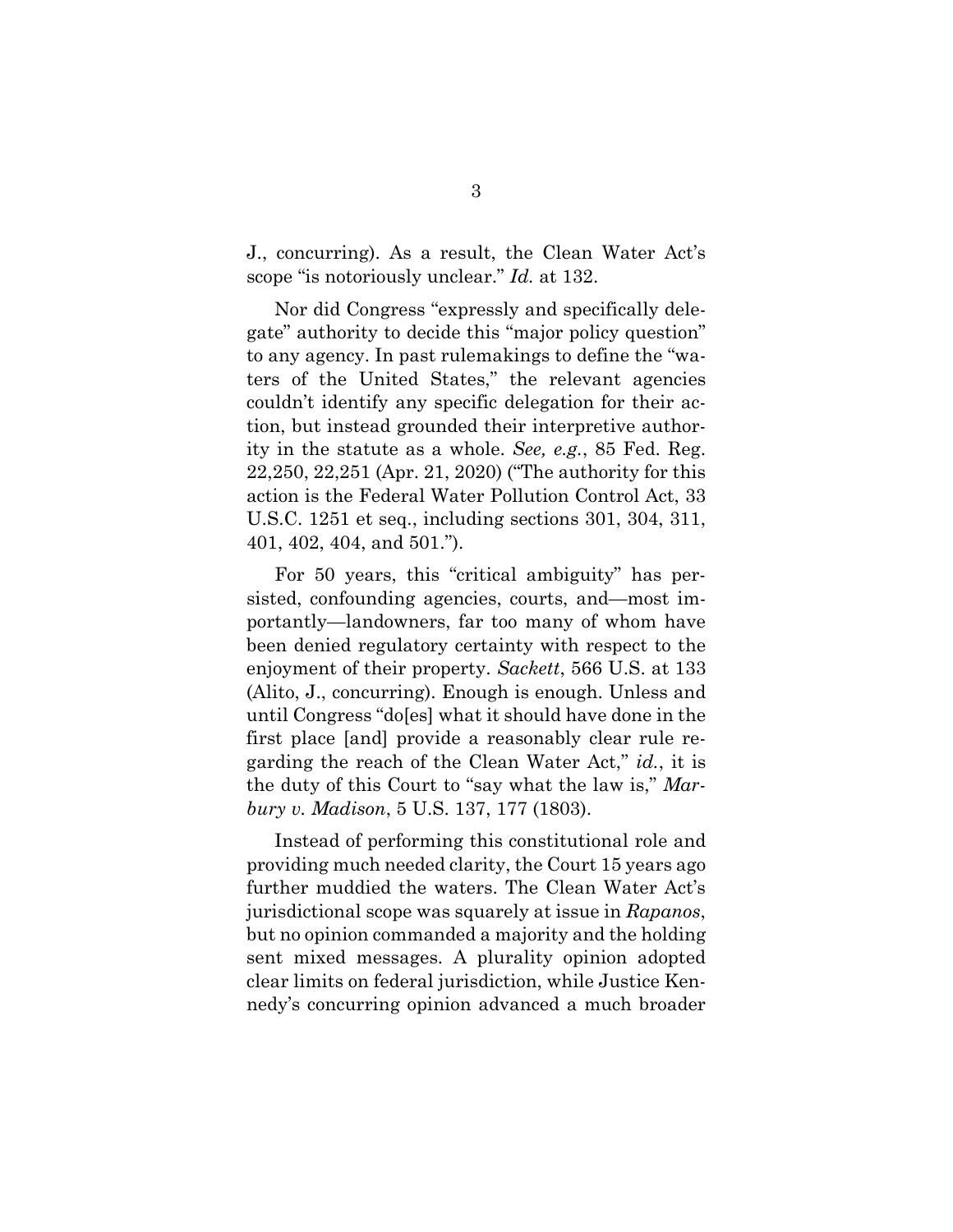J., concurring). As a result, the Clean Water Act's scope "is notoriously unclear." *Id.* at 132.

Nor did Congress "expressly and specifically delegate" authority to decide this "major policy question" to any agency. In past rulemakings to define the "waters of the United States," the relevant agencies couldn't identify any specific delegation for their action, but instead grounded their interpretive authority in the statute as a whole. *See, e.g.*, 85 Fed. Reg. 22,250, 22,251 (Apr. 21, 2020) ("The authority for this action is the Federal Water Pollution Control Act, 33 U.S.C. 1251 et seq., including sections 301, 304, 311, 401, 402, 404, and 501.").

For 50 years, this "critical ambiguity" has persisted, confounding agencies, courts, and—most importantly—landowners, far too many of whom have been denied regulatory certainty with respect to the enjoyment of their property. *Sackett*, 566 U.S. at 133 (Alito, J., concurring). Enough is enough. Unless and until Congress "do[es] what it should have done in the first place [and] provide a reasonably clear rule regarding the reach of the Clean Water Act," *id.*, it is the duty of this Court to "say what the law is," *Marbury v. Madison*, 5 U.S. 137, 177 (1803).

Instead of performing this constitutional role and providing much needed clarity, the Court 15 years ago further muddied the waters. The Clean Water Act's jurisdictional scope was squarely at issue in *Rapanos*, but no opinion commanded a majority and the holding sent mixed messages. A plurality opinion adopted clear limits on federal jurisdiction, while Justice Kennedy's concurring opinion advanced a much broader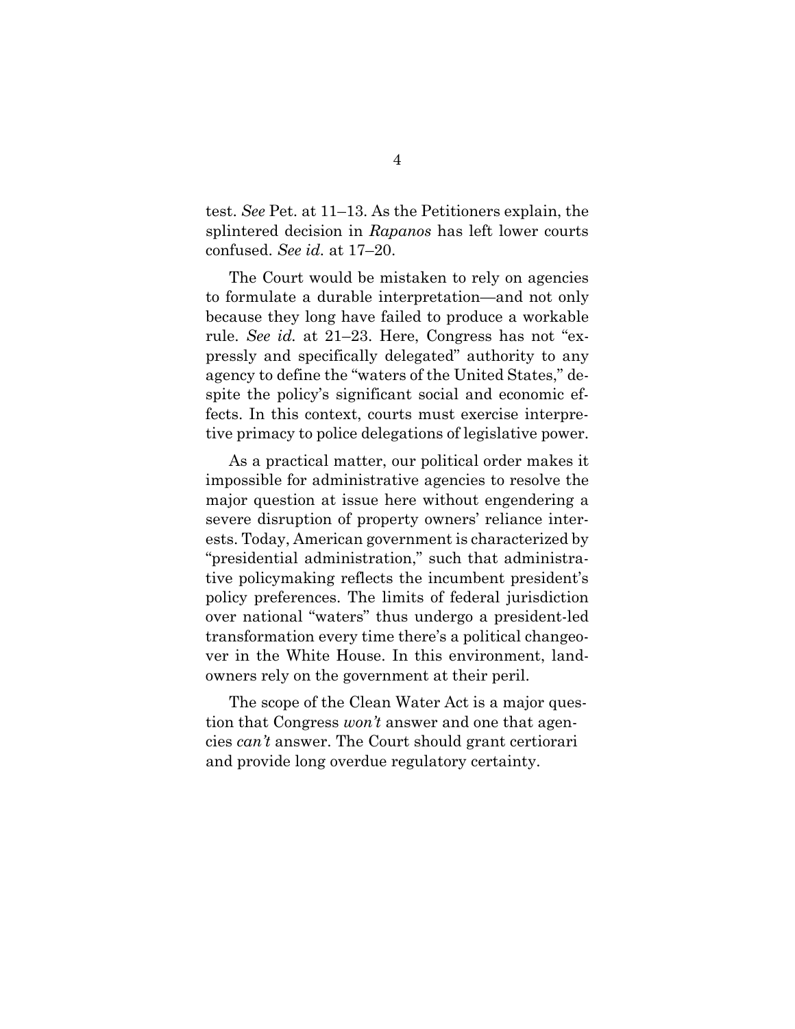test. *See* Pet. at 11–13. As the Petitioners explain, the splintered decision in *Rapanos* has left lower courts confused. *See id.* at 17–20.

The Court would be mistaken to rely on agencies to formulate a durable interpretation—and not only because they long have failed to produce a workable rule. *See id.* at 21–23. Here, Congress has not "expressly and specifically delegated" authority to any agency to define the "waters of the United States," despite the policy's significant social and economic effects. In this context, courts must exercise interpretive primacy to police delegations of legislative power.

As a practical matter, our political order makes it impossible for administrative agencies to resolve the major question at issue here without engendering a severe disruption of property owners' reliance interests. Today, American government is characterized by "presidential administration," such that administrative policymaking reflects the incumbent president's policy preferences. The limits of federal jurisdiction over national "waters" thus undergo a president-led transformation every time there's a political changeover in the White House. In this environment, landowners rely on the government at their peril.

The scope of the Clean Water Act is a major question that Congress *won't* answer and one that agencies *can't* answer. The Court should grant certiorari and provide long overdue regulatory certainty.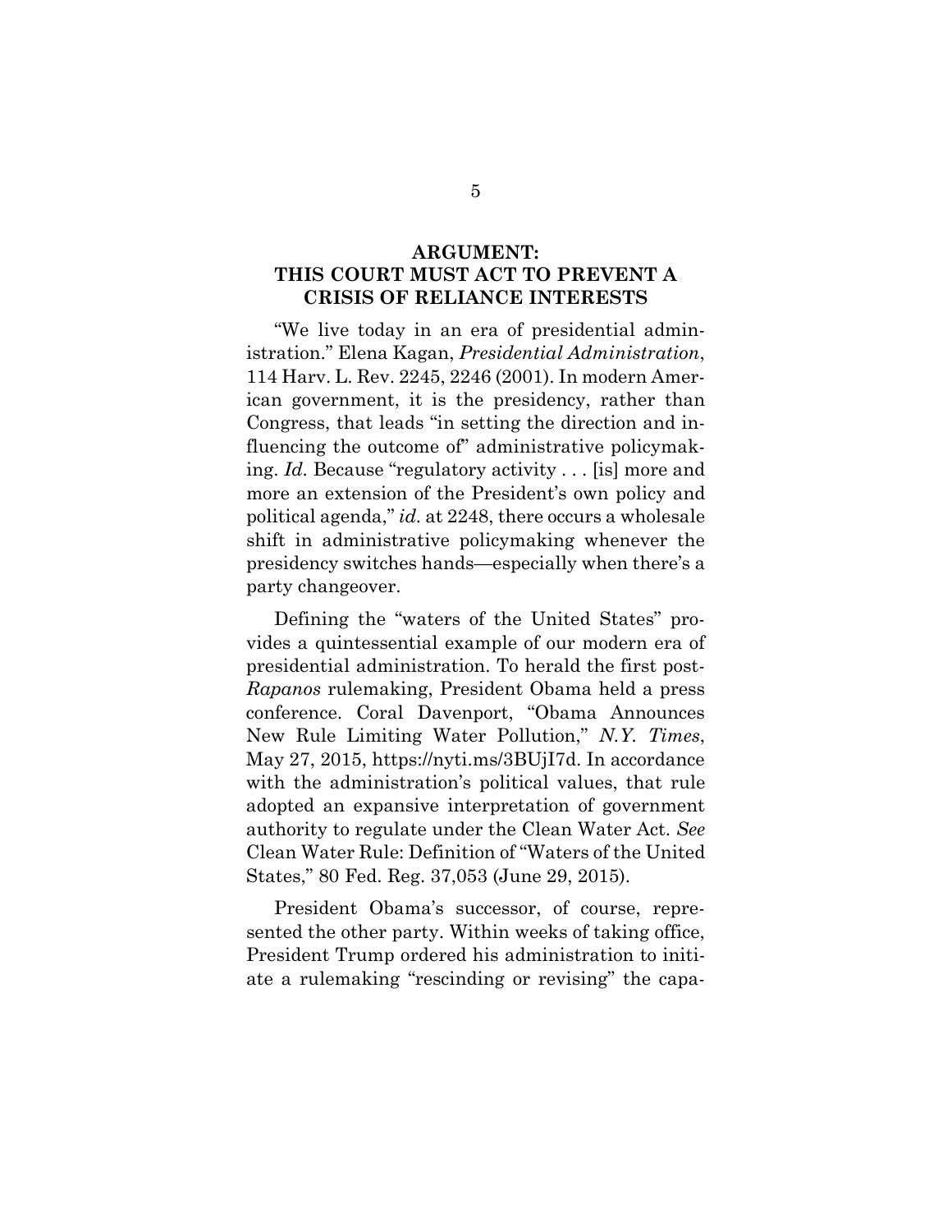## ARGUMENT: THIS COURT MUST ACT TO PREVENT A CRISIS OF RELIANCE INTERESTS

"We live today in an era of presidential administration." Elena Kagan, *Presidential Administration*, 114 Harv. L. Rev. 2245, 2246 (2001). In modern American government, it is the presidency, rather than Congress, that leads "in setting the direction and influencing the outcome of" administrative policymaking. *Id.* Because "regulatory activity . . . [is] more and more an extension of the President's own policy and political agenda," *id.* at 2248, there occurs a wholesale shift in administrative policymaking whenever the presidency switches hands—especially when there's a party changeover.

Defining the "waters of the United States" provides a quintessential example of our modern era of presidential administration. To herald the first post-*Rapanos* rulemaking, President Obama held a press conference. Coral Davenport, "Obama Announces New Rule Limiting Water Pollution," *N.Y. Times*, May 27, 2015, https://nyti.ms/3BUjI7d. In accordance with the administration's political values, that rule adopted an expansive interpretation of government authority to regulate under the Clean Water Act. *See* Clean Water Rule: Definition of "Waters of the United States," 80 Fed. Reg. 37,053 (June 29, 2015).

President Obama's successor, of course, represented the other party. Within weeks of taking office, President Trump ordered his administration to initiate a rulemaking "rescinding or revising" the capa-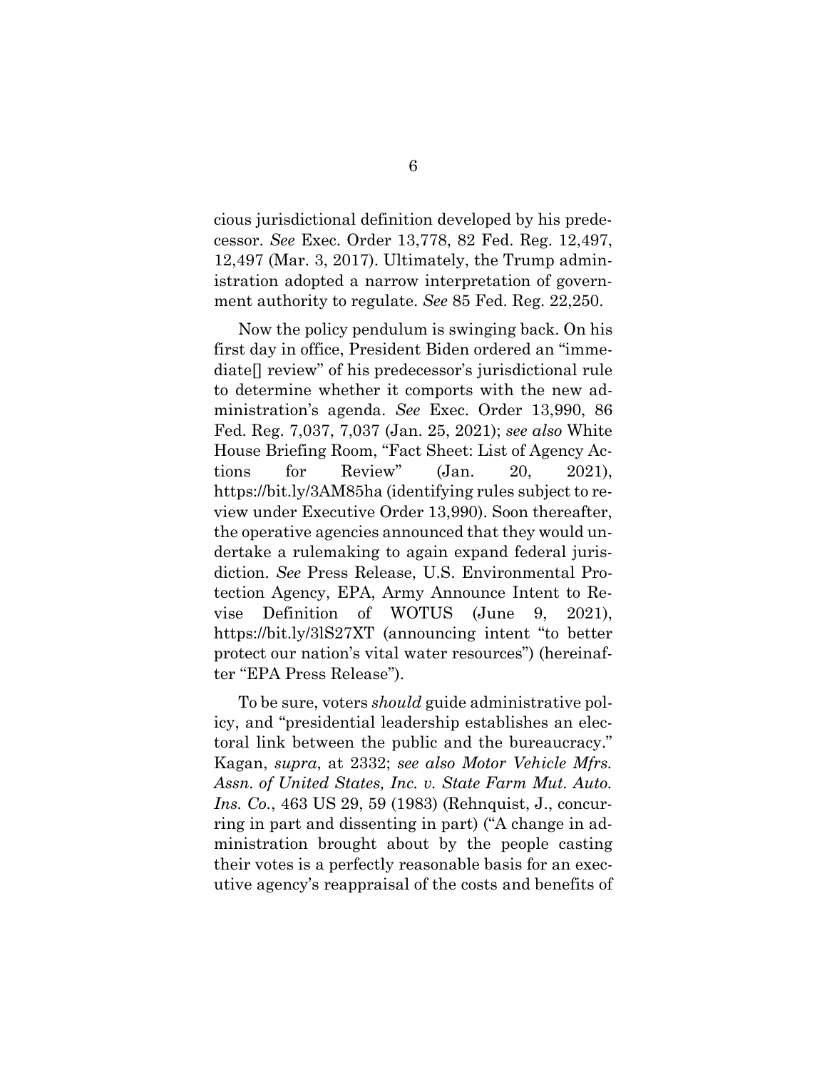cious jurisdictional definition developed by his predecessor. *See* Exec. Order 13,778, 82 Fed. Reg. 12,497, 12,497 (Mar. 3, 2017). Ultimately, the Trump administration adopted a narrow interpretation of government authority to regulate. *See* 85 Fed. Reg. 22,250.

Now the policy pendulum is swinging back. On his first day in office, President Biden ordered an "immediate[] review" of his predecessor's jurisdictional rule to determine whether it comports with the new administration's agenda. *See* Exec. Order 13,990, 86 Fed. Reg. 7,037, 7,037 (Jan. 25, 2021); *see also* White House Briefing Room, "Fact Sheet: List of Agency Actions for Review" (Jan. 20, 2021), https://bit.ly/3AM85ha (identifying rules subject to review under Executive Order 13,990). Soon thereafter, the operative agencies announced that they would undertake a rulemaking to again expand federal jurisdiction. *See* Press Release, U.S. Environmental Protection Agency, EPA, Army Announce Intent to Revise Definition of WOTUS (June 9, 2021), https://bit.ly/3lS27XT (announcing intent "to better protect our nation's vital water resources") (hereinafter "EPA Press Release").

To be sure, voters *should* guide administrative policy, and "presidential leadership establishes an electoral link between the public and the bureaucracy." Kagan, *supra*, at 2332; *see also Motor Vehicle Mfrs. Assn. of United States, Inc. v. State Farm Mut. Auto. Ins. Co.*, 463 US 29, 59 (1983) (Rehnquist, J., concurring in part and dissenting in part) ("A change in administration brought about by the people casting their votes is a perfectly reasonable basis for an executive agency's reappraisal of the costs and benefits of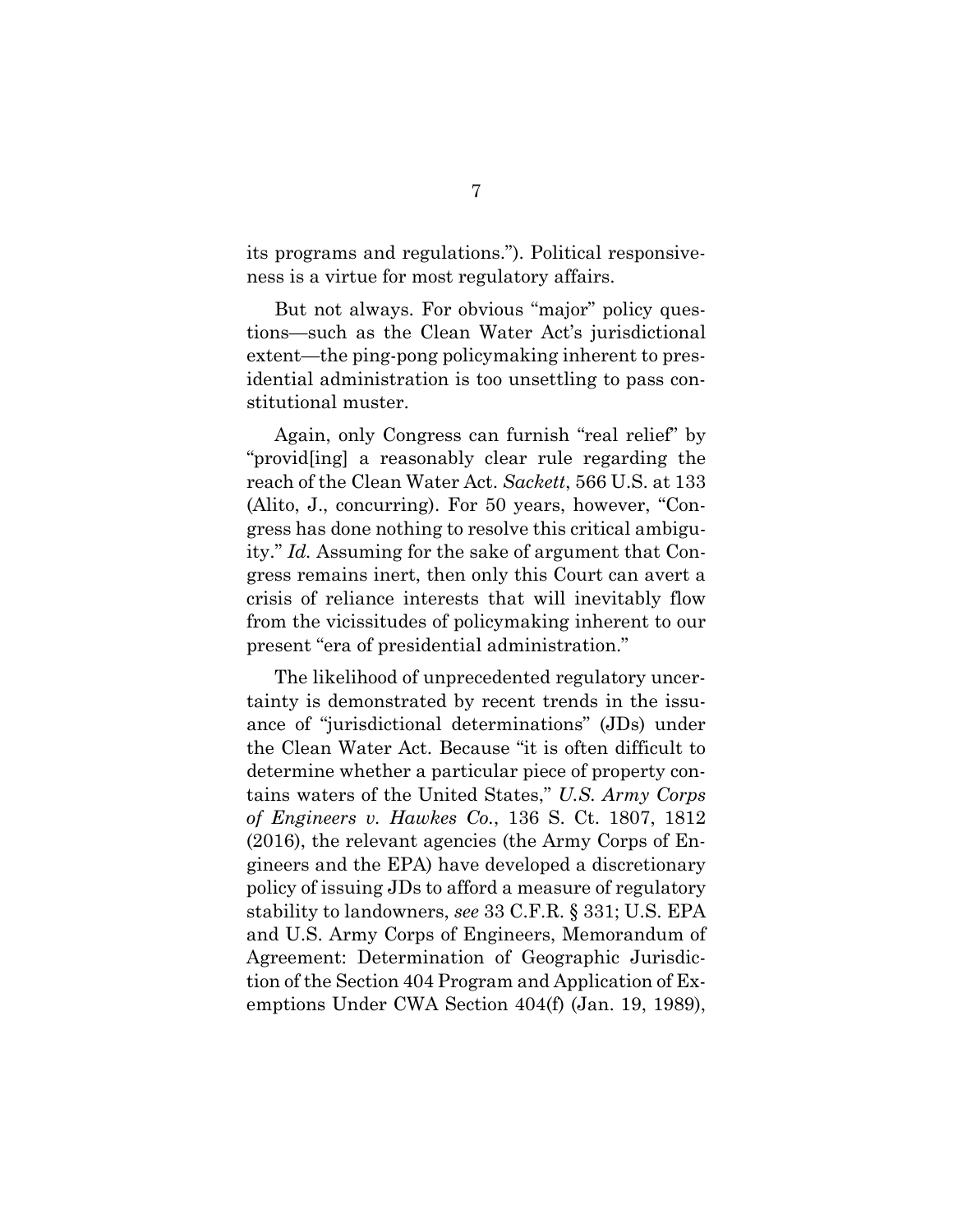its programs and regulations."). Political responsiveness is a virtue for most regulatory affairs.

But not always. For obvious "major" policy questions—such as the Clean Water Act's jurisdictional extent—the ping-pong policymaking inherent to presidential administration is too unsettling to pass constitutional muster.

Again, only Congress can furnish "real relief" by "provid[ing] a reasonably clear rule regarding the reach of the Clean Water Act. *Sackett*, 566 U.S. at 133 (Alito, J., concurring). For 50 years, however, "Congress has done nothing to resolve this critical ambiguity." *Id.* Assuming for the sake of argument that Congress remains inert, then only this Court can avert a crisis of reliance interests that will inevitably flow from the vicissitudes of policymaking inherent to our present "era of presidential administration."

The likelihood of unprecedented regulatory uncertainty is demonstrated by recent trends in the issuance of "jurisdictional determinations" (JDs) under the Clean Water Act. Because "it is often difficult to determine whether a particular piece of property contains waters of the United States," *U.S. Army Corps of Engineers v. Hawkes Co.*, 136 S. Ct. 1807, 1812 (2016), the relevant agencies (the Army Corps of Engineers and the EPA) have developed a discretionary policy of issuing JDs to afford a measure of regulatory stability to landowners, *see* 33 C.F.R. § 331; U.S. EPA and U.S. Army Corps of Engineers, Memorandum of Agreement: Determination of Geographic Jurisdiction of the Section 404 Program and Application of Exemptions Under CWA Section 404(f) (Jan. 19, 1989),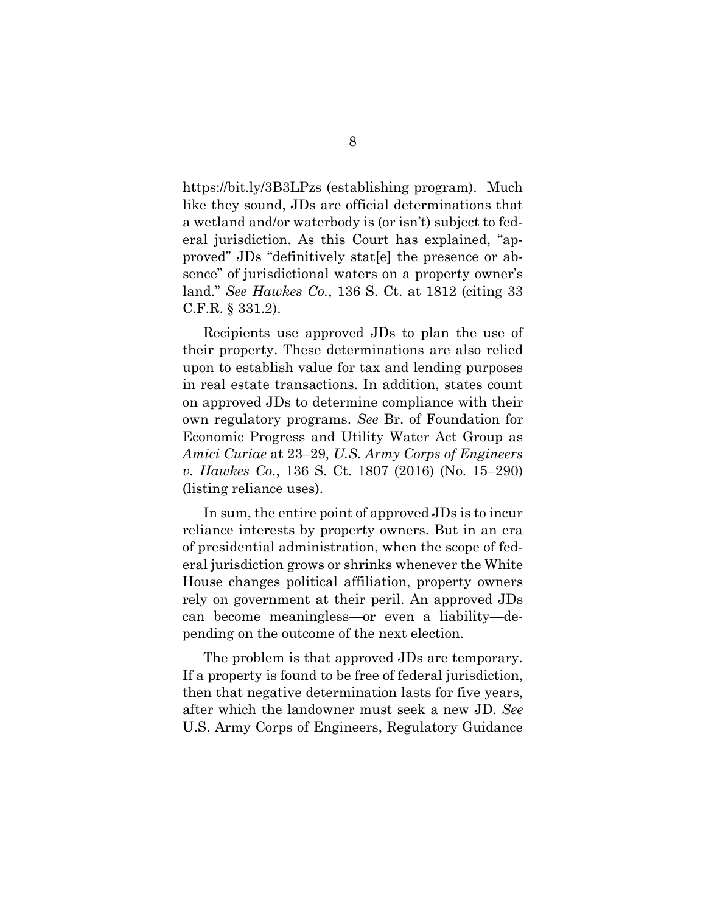https://bit.ly/3B3LPzs (establishing program). Much like they sound, JDs are official determinations that a wetland and/or waterbody is (or isn't) subject to federal jurisdiction. As this Court has explained, "approved" JDs "definitively stat[e] the presence or absence" of jurisdictional waters on a property owner's land." *See Hawkes Co.*, 136 S. Ct. at 1812 (citing 33 C.F.R. § 331.2).

Recipients use approved JDs to plan the use of their property. These determinations are also relied upon to establish value for tax and lending purposes in real estate transactions. In addition, states count on approved JDs to determine compliance with their own regulatory programs. *See* Br. of Foundation for Economic Progress and Utility Water Act Group as *Amici Curiae* at 23–29, *U.S. Army Corps of Engineers v. Hawkes Co.*, 136 S. Ct. 1807 (2016) (No. 15–290) (listing reliance uses).

In sum, the entire point of approved JDs is to incur reliance interests by property owners. But in an era of presidential administration, when the scope of federal jurisdiction grows or shrinks whenever the White House changes political affiliation, property owners rely on government at their peril. An approved JDs can become meaningless—or even a liability—depending on the outcome of the next election.

The problem is that approved JDs are temporary. If a property is found to be free of federal jurisdiction, then that negative determination lasts for five years, after which the landowner must seek a new JD. *See* U.S. Army Corps of Engineers, Regulatory Guidance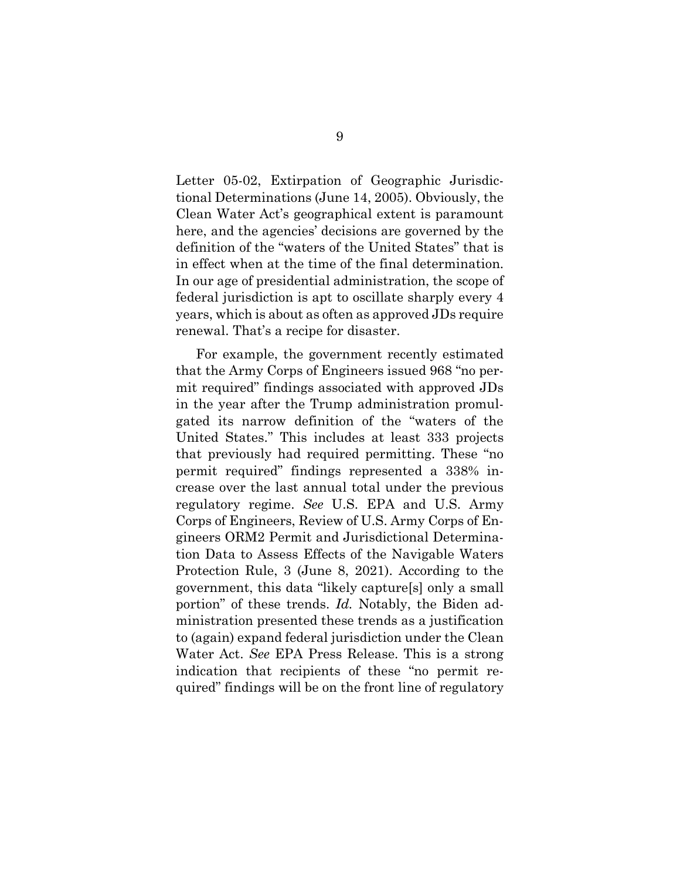Letter 05-02, Extirpation of Geographic Jurisdictional Determinations (June 14, 2005). Obviously, the Clean Water Act's geographical extent is paramount here, and the agencies' decisions are governed by the definition of the "waters of the United States" that is in effect when at the time of the final determination. In our age of presidential administration, the scope of federal jurisdiction is apt to oscillate sharply every 4 years, which is about as often as approved JDs require renewal. That's a recipe for disaster.

For example, the government recently estimated that the Army Corps of Engineers issued 968 "no permit required" findings associated with approved JDs in the year after the Trump administration promulgated its narrow definition of the "waters of the United States." This includes at least 333 projects that previously had required permitting. These "no permit required" findings represented a 338% increase over the last annual total under the previous regulatory regime. *See* U.S. EPA and U.S. Army Corps of Engineers, Review of U.S. Army Corps of Engineers ORM2 Permit and Jurisdictional Determination Data to Assess Effects of the Navigable Waters Protection Rule, 3 (June 8, 2021). According to the government, this data "likely capture[s] only a small portion" of these trends. *Id.* Notably, the Biden administration presented these trends as a justification to (again) expand federal jurisdiction under the Clean Water Act. *See* EPA Press Release. This is a strong indication that recipients of these "no permit required" findings will be on the front line of regulatory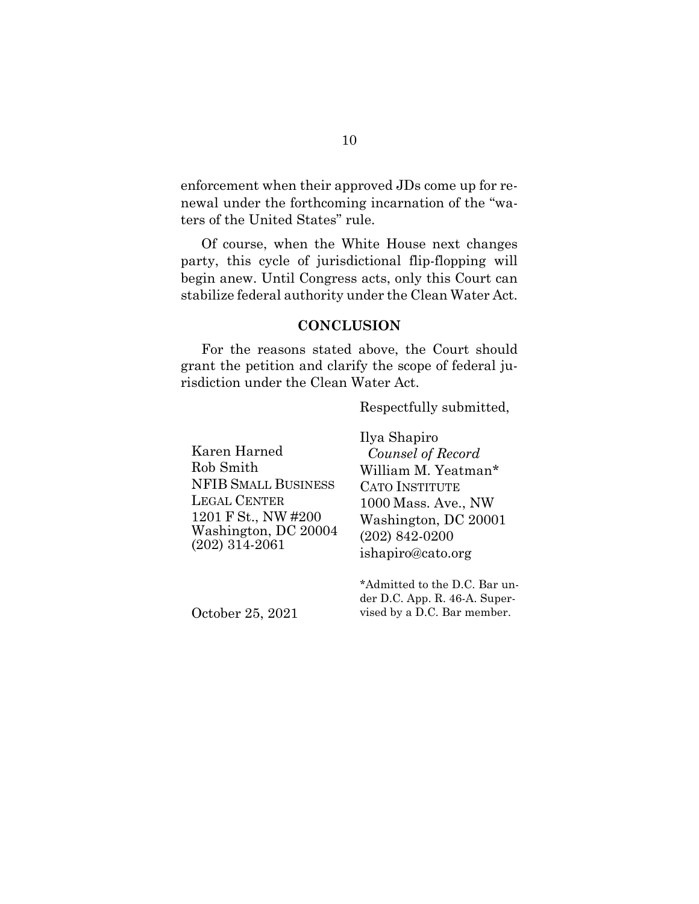enforcement when their approved JDs come up for renewal under the forthcoming incarnation of the "waters of the United States" rule.

Of course, when the White House next changes party, this cycle of jurisdictional flip-flopping will begin anew. Until Congress acts, only this Court can stabilize federal authority under the Clean Water Act.

## CONCLUSION

For the reasons stated above, the Court should grant the petition and clarify the scope of federal jurisdiction under the Clean Water Act.

Respectfully submitted,

Ilya Shapiro
*Counsel of Record*
William M. Yeatman*
CATO INSTITUTE
1000 Mass. Ave., NW
Washington, DC 20001
(202) 842-0200
ishapiro@cato.org

Karen Harned
Rob Smith
NFIB SMALL BUSINESS LEGAL CENTER
1201 F St., NW #200
Washington, DC 20004
(202) 314-2061

*Admitted to the D.C. Bar under D.C. App. R. 46-A. Supervised by a D.C. Bar member.

October 25, 2021